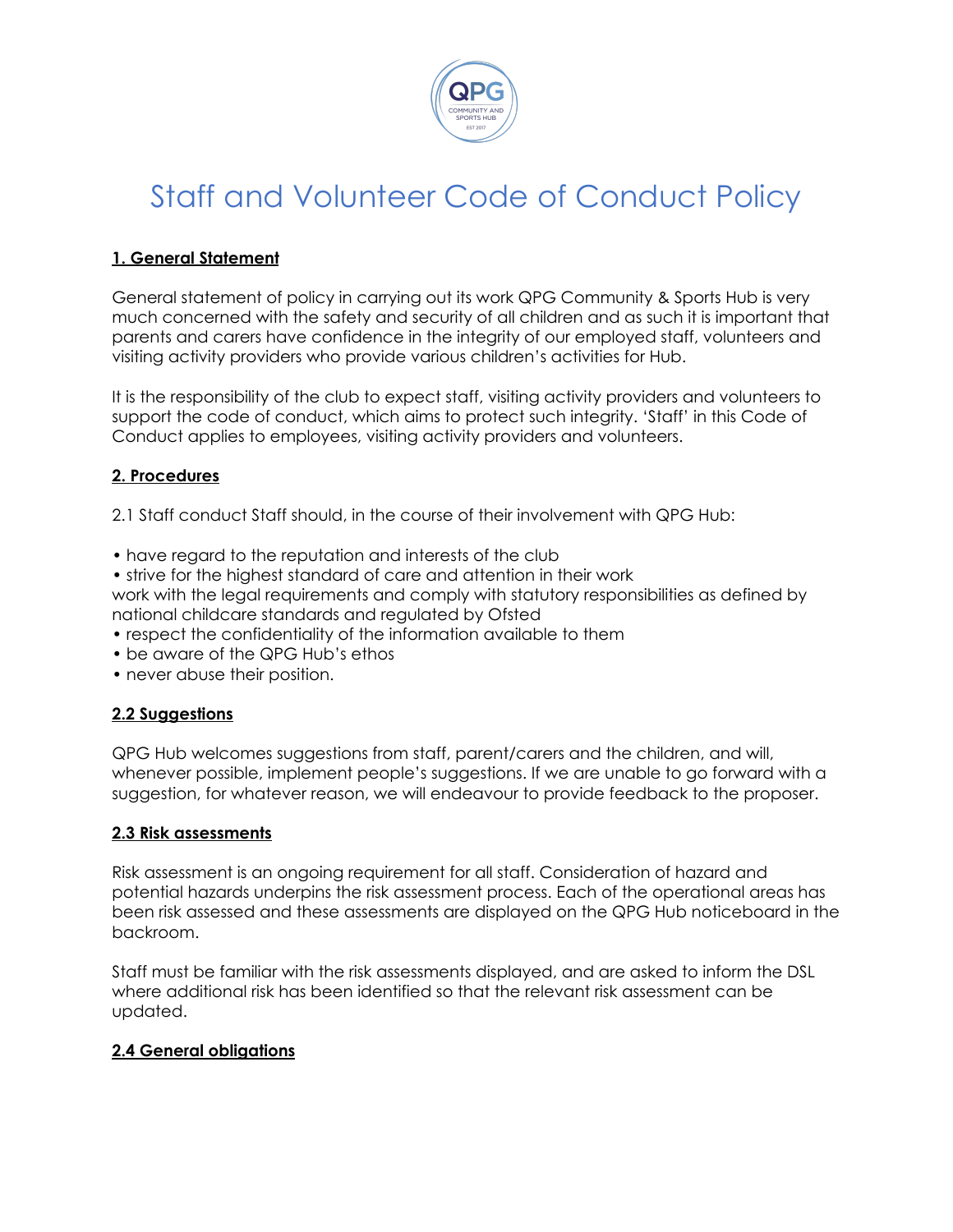# Staff and Volunteer Code of Conduct Policy

**1. General Statement**

General statement of policy in carrying out its work QPG Community & Sports Hub is very much concerned with the safety and security of all children and as such it is important that parents and carers have confidence in the integrity of our employed staff, volunteers and visiting activity providers who provide various children's activities for Hub.

It is the responsibility of the club to expect staff, visiting activity providers and volunteers to support the code of conduct, which aims to protect such integrity. 'Staff' in this Code of Conduct applies to employees, visiting activity providers and volunteers.

**2. Procedures**

2.1 Staff conduct Staff should, in the course of their involvement with QPG Hub:

- have regard to the reputation and interests of the club
- strive for the highest standard of care and attention in their work
work with the legal requirements and comply with statutory responsibilities as defined by national childcare standards and regulated by Ofsted
- respect the confidentiality of the information available to them
- be aware of the QPG Hub's ethos
- never abuse their position.

**2.2 Suggestions**

QPG Hub welcomes suggestions from staff, parent/carers and the children, and will, whenever possible, implement people's suggestions. If we are unable to go forward with a suggestion, for whatever reason, we will endeavour to provide feedback to the proposer.

**2.3 Risk assessments**

Risk assessment is an ongoing requirement for all staff. Consideration of hazard and potential hazards underpins the risk assessment process. Each of the operational areas has been risk assessed and these assessments are displayed on the QPG Hub noticeboard in the backroom.

Staff must be familiar with the risk assessments displayed, and are asked to inform the DSL where additional risk has been identified so that the relevant risk assessment can be updated.

**2.4 General obligations**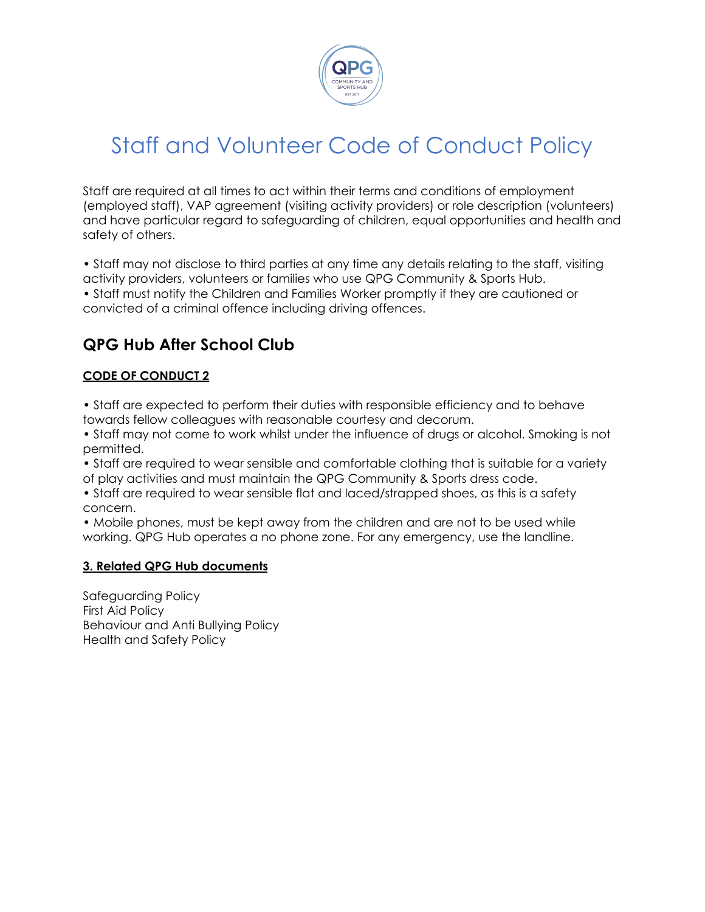# Staff and Volunteer Code of Conduct Policy

Staff are required at all times to act within their terms and conditions of employment (employed staff), VAP agreement (visiting activity providers) or role description (volunteers) and have particular regard to safeguarding of children, equal opportunities and health and safety of others.

• Staff may not disclose to third parties at any time any details relating to the staff, visiting activity providers, volunteers or families who use QPG Community & Sports Hub.
• Staff must notify the Children and Families Worker promptly if they are cautioned or convicted of a criminal offence including driving offences.

## QPG Hub After School Club

**CODE OF CONDUCT 2**

• Staff are expected to perform their duties with responsible efficiency and to behave towards fellow colleagues with reasonable courtesy and decorum.
• Staff may not come to work whilst under the influence of drugs or alcohol. Smoking is not permitted.
• Staff are required to wear sensible and comfortable clothing that is suitable for a variety of play activities and must maintain the QPG Community & Sports dress code.
• Staff are required to wear sensible flat and laced/strapped shoes, as this is a safety concern.
• Mobile phones, must be kept away from the children and are not to be used while working. QPG Hub operates a no phone zone. For any emergency, use the landline.

**3. Related QPG Hub documents**

Safeguarding Policy
First Aid Policy
Behaviour and Anti Bullying Policy
Health and Safety Policy